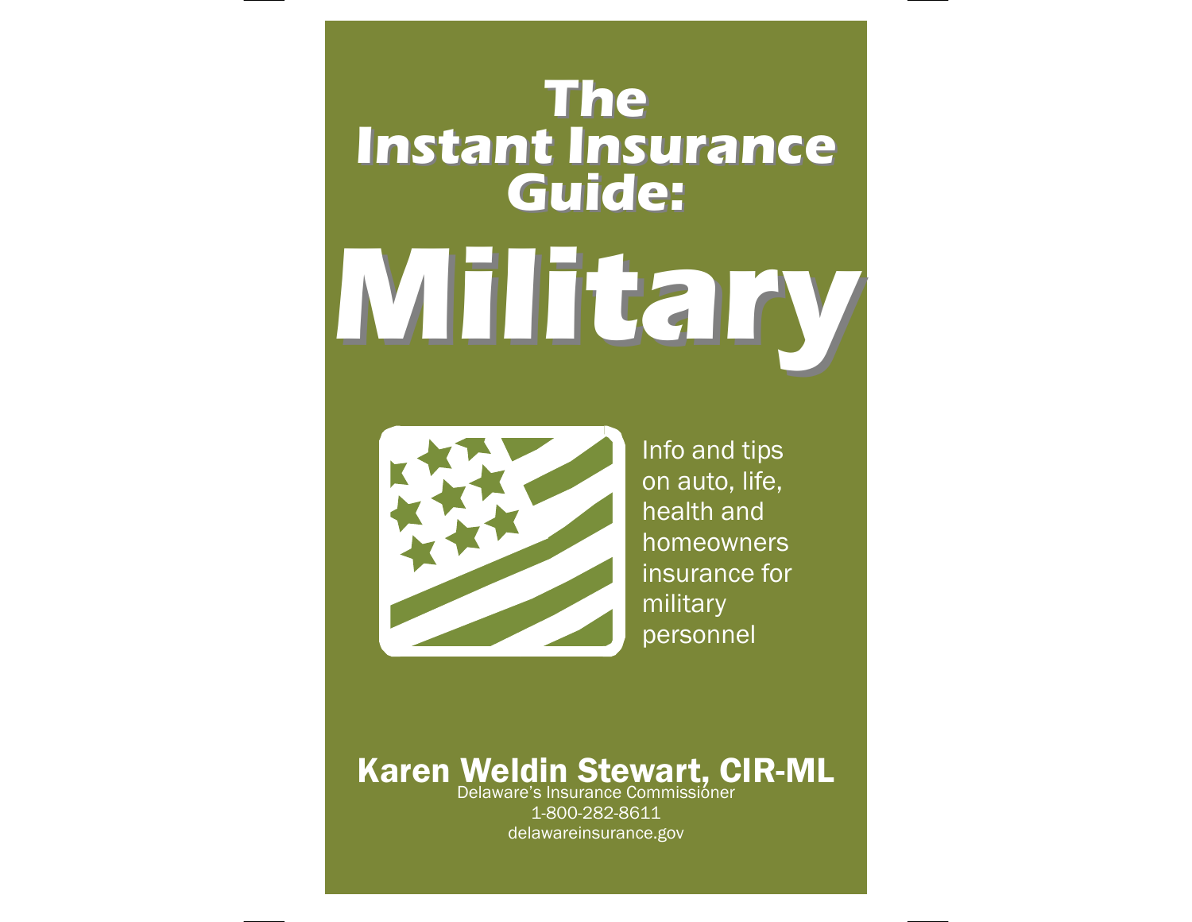# The Instant Insurance Guide:

# Military

Info and tips on auto, life, health and homeowners insurance for military personnel

**Karen Weldin Stewart, CIR-ML**

Delaware's Insurance Commissioner

1-800-282-8611

delawareinsurance.gov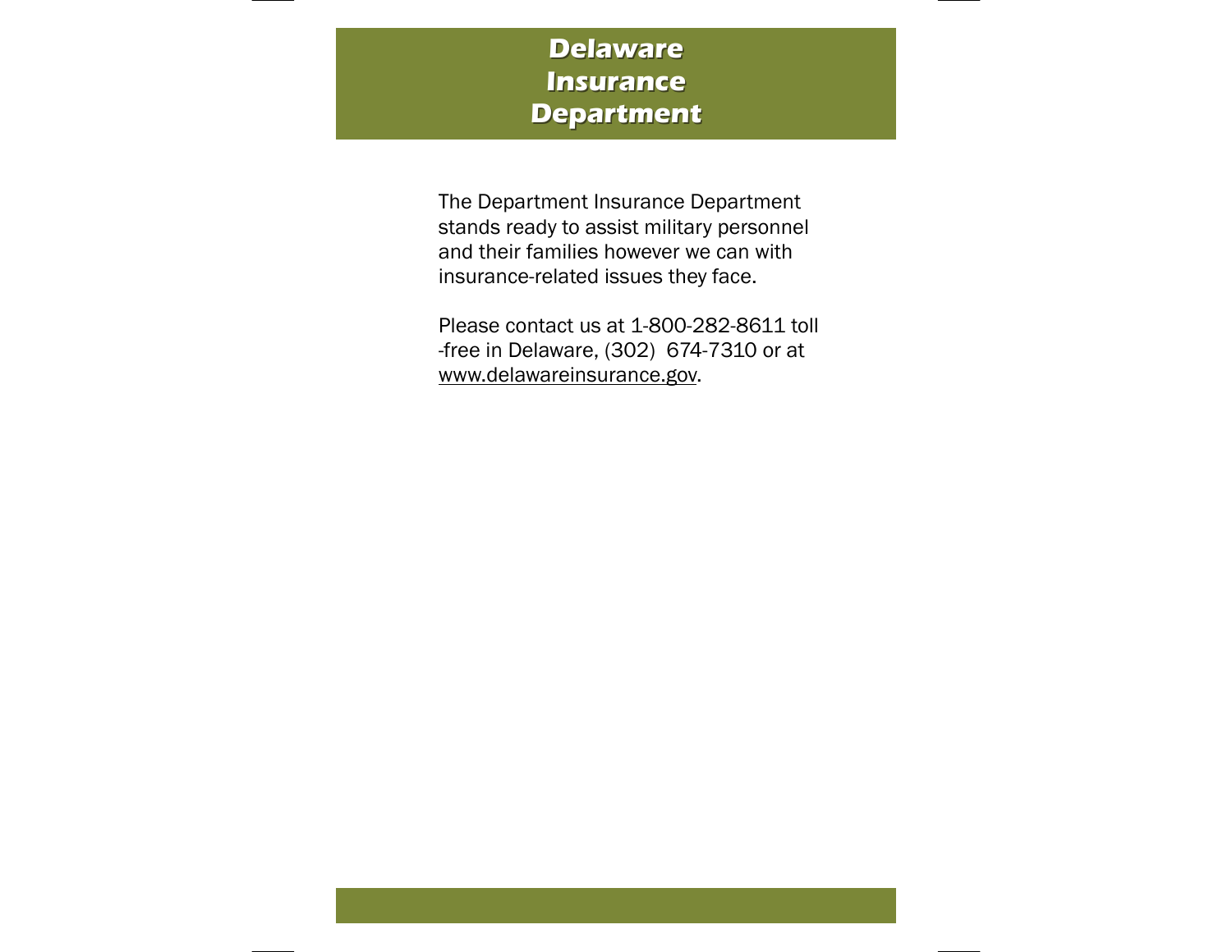# Delaware Insurance Department

The Department Insurance Department stands ready to assist military personnel and their families however we can with insurance-related issues they face.

Please contact us at 1-800-282-8611 toll-free in Delaware, (302) 674-7310 or at www.delawareinsurance.gov.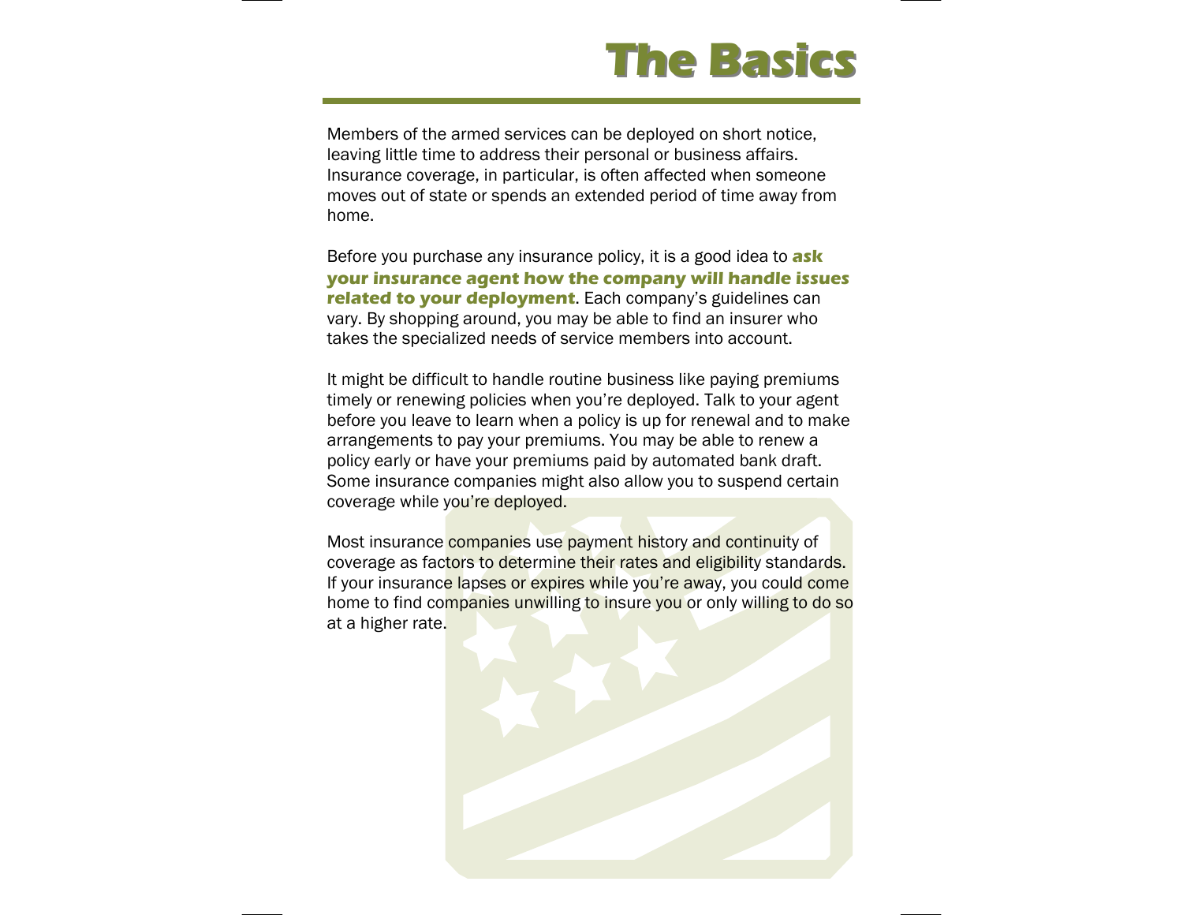# The Basics

Members of the armed services can be deployed on short notice, leaving little time to address their personal or business affairs. Insurance coverage, in particular, is often affected when someone moves out of state or spends an extended period of time away from home.

Before you purchase any insurance policy, it is a good idea to **ask your insurance agent how the company will handle issues related to your deployment**. Each company's guidelines can vary. By shopping around, you may be able to find an insurer who takes the specialized needs of service members into account.

It might be difficult to handle routine business like paying premiums timely or renewing policies when you're deployed. Talk to your agent before you leave to learn when a policy is up for renewal and to make arrangements to pay your premiums. You may be able to renew a policy early or have your premiums paid by automated bank draft. Some insurance companies might also allow you to suspend certain coverage while you're deployed.

Most insurance companies use payment history and continuity of coverage as factors to determine their rates and eligibility standards. If your insurance lapses or expires while you're away, you could come home to find companies unwilling to insure you or only willing to do so at a higher rate.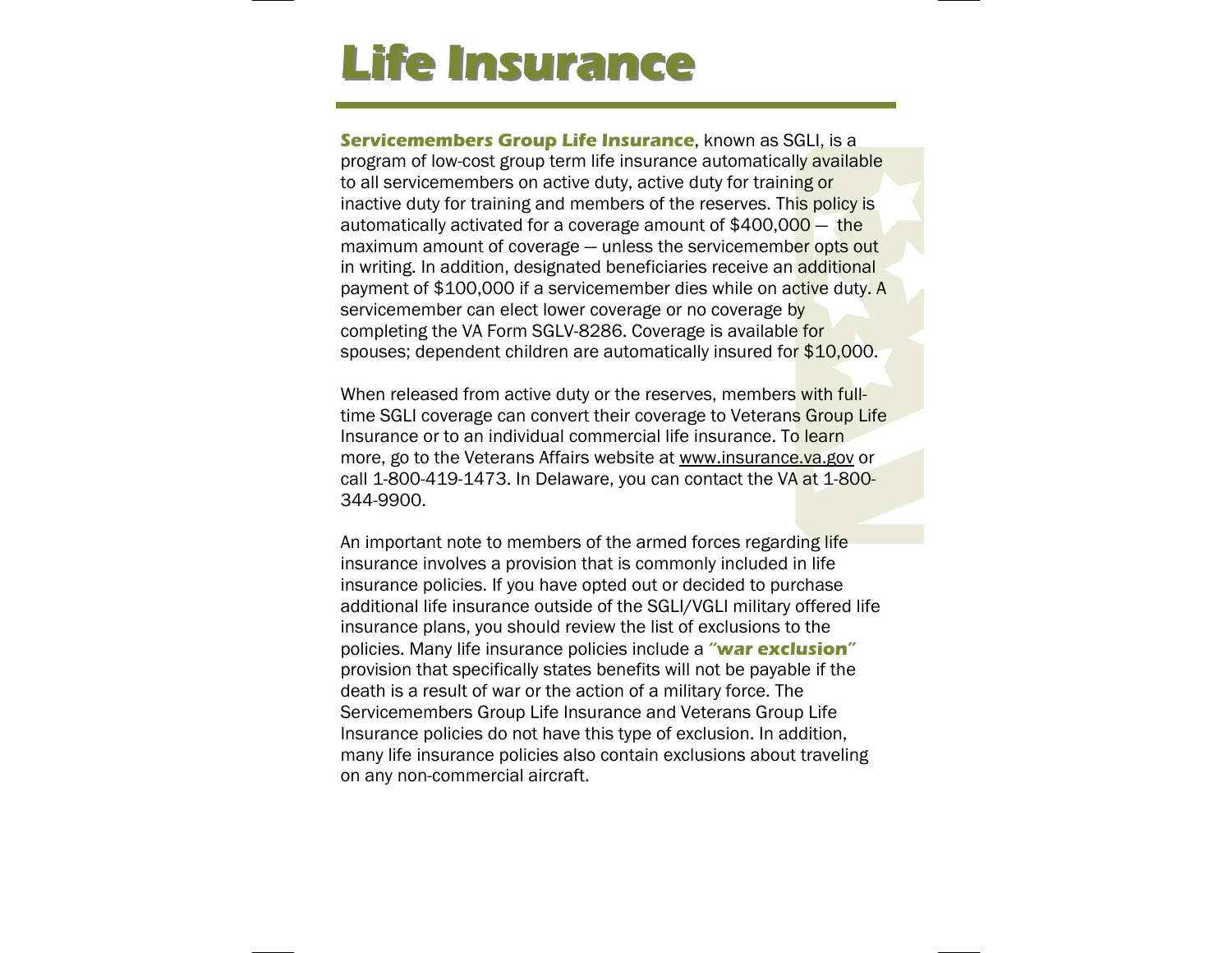# Life Insurance

**Servicemembers Group Life Insurance**, known as SGLI, is a program of low-cost group term life insurance automatically available to all servicemembers on active duty, active duty for training or inactive duty for training and members of the reserves. This policy is automatically activated for a coverage amount of $400,000 — the maximum amount of coverage — unless the servicemember opts out in writing. In addition, designated beneficiaries receive an additional payment of $100,000 if a servicemember dies while on active duty. A servicemember can elect lower coverage or no coverage by completing the VA Form SGLV-8286. Coverage is available for spouses; dependent children are automatically insured for $10,000.

When released from active duty or the reserves, members with full-time SGLI coverage can convert their coverage to Veterans Group Life Insurance or to an individual commercial life insurance. To learn more, go to the Veterans Affairs website at www.insurance.va.gov or call 1-800-419-1473. In Delaware, you can contact the VA at 1-800-344-9900.

An important note to members of the armed forces regarding life insurance involves a provision that is commonly included in life insurance policies. If you have opted out or decided to purchase additional life insurance outside of the SGLI/VGLI military offered life insurance plans, you should review the list of exclusions to the policies. Many life insurance policies include a ***"war exclusion"*** provision that specifically states benefits will not be payable if the death is a result of war or the action of a military force. The Servicemembers Group Life Insurance and Veterans Group Life Insurance policies do not have this type of exclusion. In addition, many life insurance policies also contain exclusions about traveling on any non-commercial aircraft.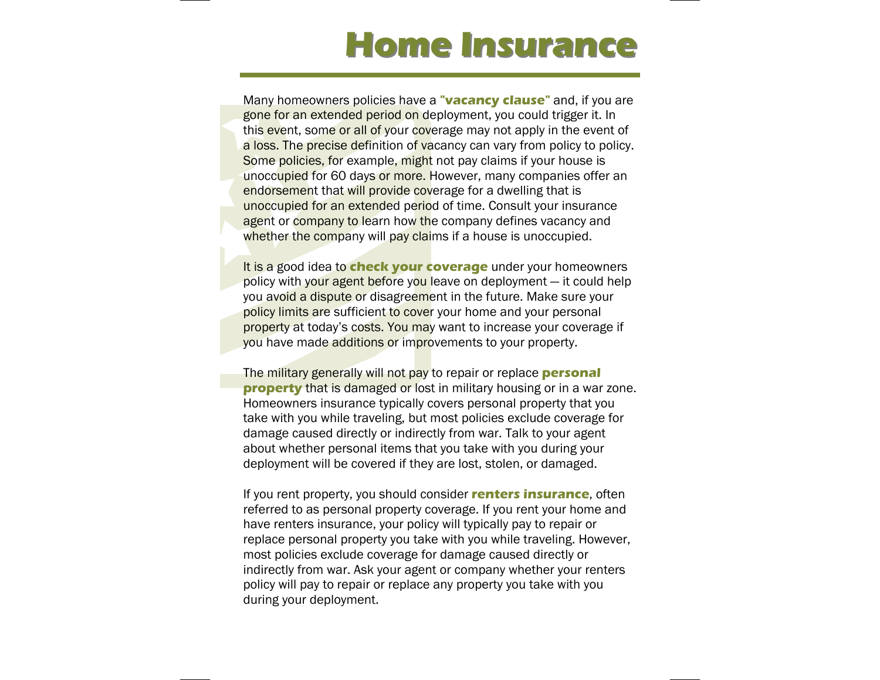# Home Insurance

Many homeowners policies have a **"vacancy clause"** and, if you are gone for an extended period on deployment, you could trigger it. In this event, some or all of your coverage may not apply in the event of a loss. The precise definition of vacancy can vary from policy to policy. Some policies, for example, might not pay claims if your house is unoccupied for 60 days or more. However, many companies offer an endorsement that will provide coverage for a dwelling that is unoccupied for an extended period of time. Consult your insurance agent or company to learn how the company defines vacancy and whether the company will pay claims if a house is unoccupied.

It is a good idea to **check your coverage** under your homeowners policy with your agent before you leave on deployment — it could help you avoid a dispute or disagreement in the future. Make sure your policy limits are sufficient to cover your home and your personal property at today's costs. You may want to increase your coverage if you have made additions or improvements to your property.

The military generally will not pay to repair or replace **personal property** that is damaged or lost in military housing or in a war zone. Homeowners insurance typically covers personal property that you take with you while traveling, but most policies exclude coverage for damage caused directly or indirectly from war. Talk to your agent about whether personal items that you take with you during your deployment will be covered if they are lost, stolen, or damaged.

If you rent property, you should consider **renters insurance**, often referred to as personal property coverage. If you rent your home and have renters insurance, your policy will typically pay to repair or replace personal property you take with you while traveling. However, most policies exclude coverage for damage caused directly or indirectly from war. Ask your agent or company whether your renters policy will pay to repair or replace any property you take with you during your deployment.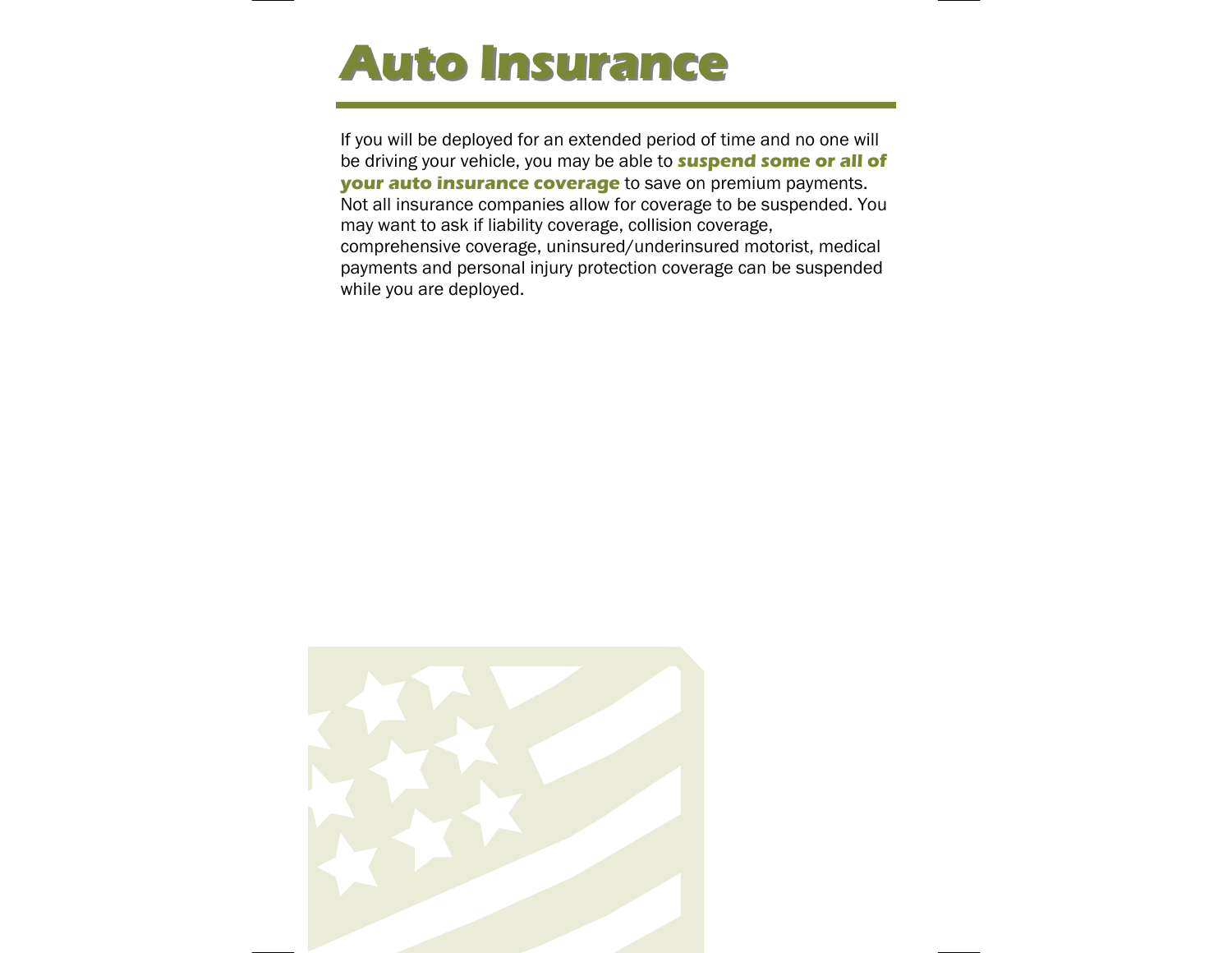# Auto Insurance

If you will be deployed for an extended period of time and no one will be driving your vehicle, you may be able to **suspend some or all of your auto insurance coverage** to save on premium payments. Not all insurance companies allow for coverage to be suspended. You may want to ask if liability coverage, collision coverage, comprehensive coverage, uninsured/underinsured motorist, medical payments and personal injury protection coverage can be suspended while you are deployed.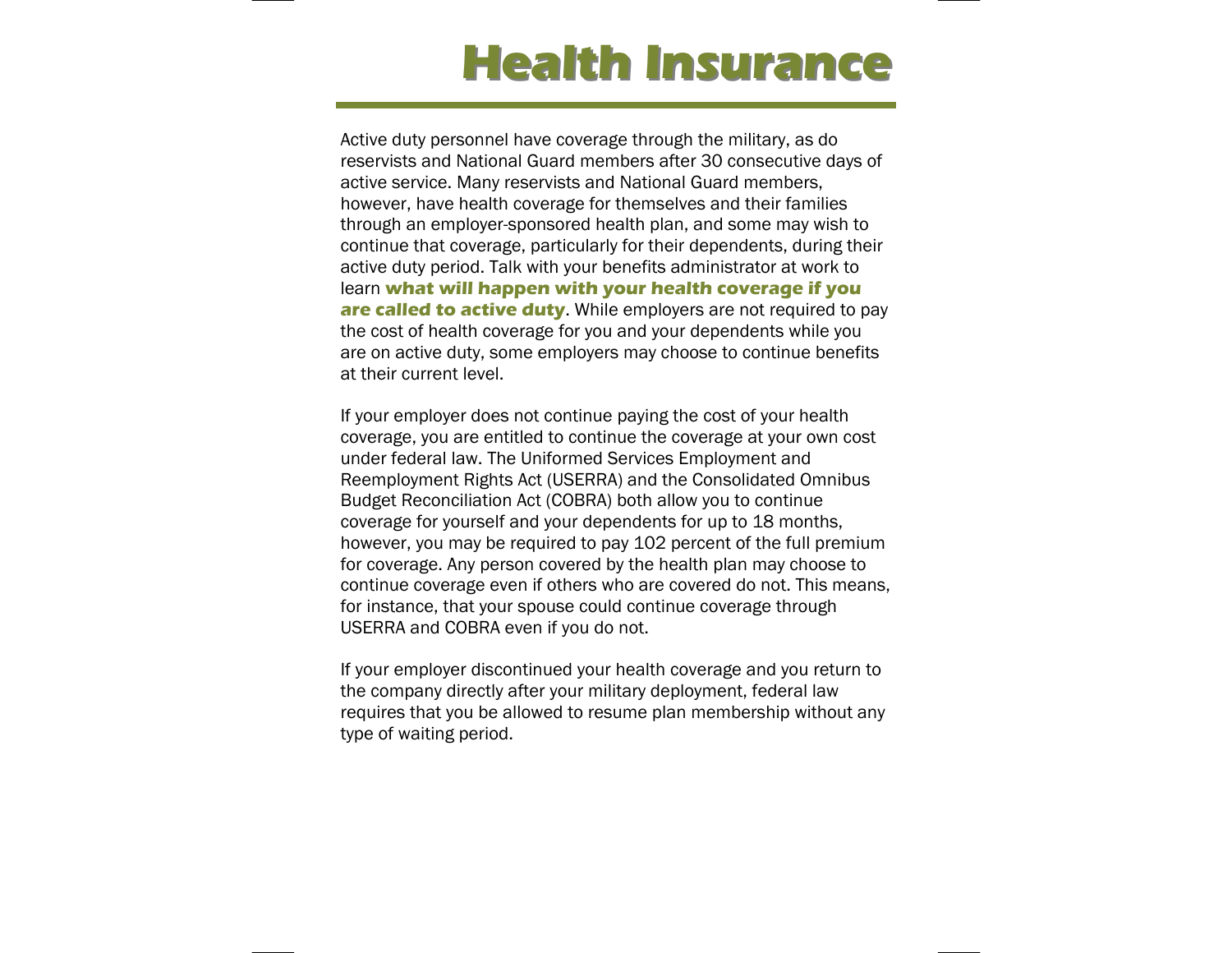# Health Insurance

Active duty personnel have coverage through the military, as do reservists and National Guard members after 30 consecutive days of active service. Many reservists and National Guard members, however, have health coverage for themselves and their families through an employer-sponsored health plan, and some may wish to continue that coverage, particularly for their dependents, during their active duty period. Talk with your benefits administrator at work to learn **what will happen with your health coverage if you are called to active duty**. While employers are not required to pay the cost of health coverage for you and your dependents while you are on active duty, some employers may choose to continue benefits at their current level.

If your employer does not continue paying the cost of your health coverage, you are entitled to continue the coverage at your own cost under federal law. The Uniformed Services Employment and Reemployment Rights Act (USERRA) and the Consolidated Omnibus Budget Reconciliation Act (COBRA) both allow you to continue coverage for yourself and your dependents for up to 18 months, however, you may be required to pay 102 percent of the full premium for coverage. Any person covered by the health plan may choose to continue coverage even if others who are covered do not. This means, for instance, that your spouse could continue coverage through USERRA and COBRA even if you do not.

If your employer discontinued your health coverage and you return to the company directly after your military deployment, federal law requires that you be allowed to resume plan membership without any type of waiting period.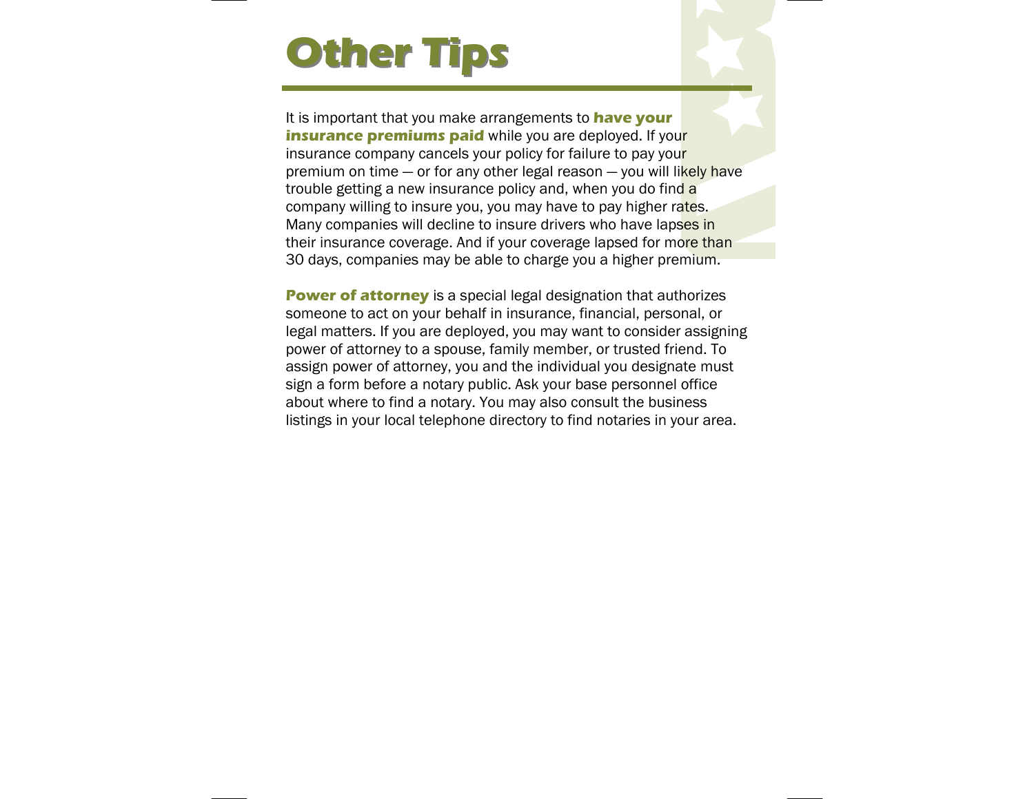# Other Tips

It is important that you make arrangements to **have your insurance premiums paid** while you are deployed. If your insurance company cancels your policy for failure to pay your premium on time — or for any other legal reason — you will likely have trouble getting a new insurance policy and, when you do find a company willing to insure you, you may have to pay higher rates. Many companies will decline to insure drivers who have lapses in their insurance coverage. And if your coverage lapsed for more than 30 days, companies may be able to charge you a higher premium.

**Power of attorney** is a special legal designation that authorizes someone to act on your behalf in insurance, financial, personal, or legal matters. If you are deployed, you may want to consider assigning power of attorney to a spouse, family member, or trusted friend. To assign power of attorney, you and the individual you designate must sign a form before a notary public. Ask your base personnel office about where to find a notary. You may also consult the business listings in your local telephone directory to find notaries in your area.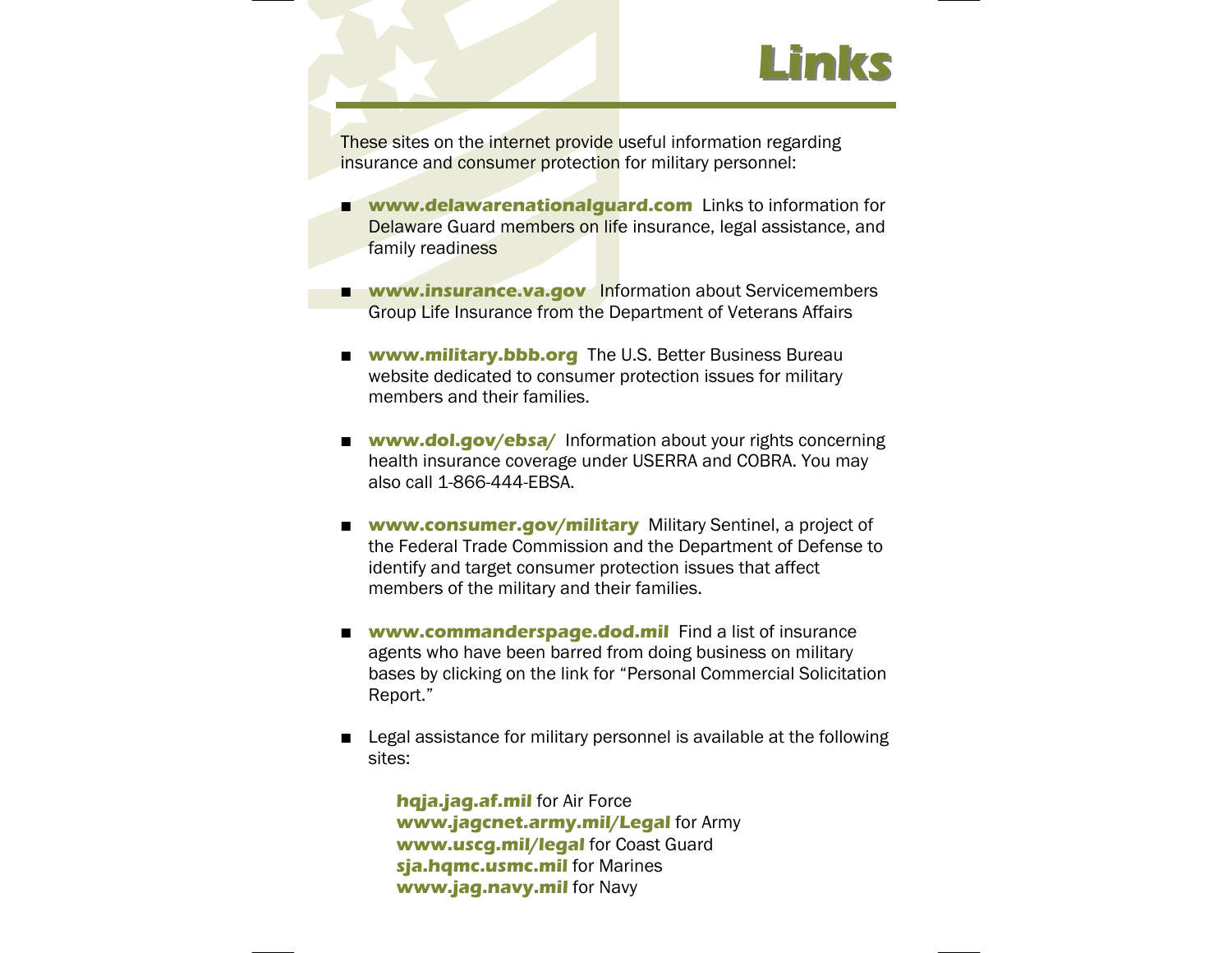# Links

These sites on the internet provide useful information regarding insurance and consumer protection for military personnel:

- **www.delawarenationalguard.com** Links to information for Delaware Guard members on life insurance, legal assistance, and family readiness
- **www.insurance.va.gov** Information about Servicemembers Group Life Insurance from the Department of Veterans Affairs
- **www.military.bbb.org** The U.S. Better Business Bureau website dedicated to consumer protection issues for military members and their families.
- **www.dol.gov/ebsa/** Information about your rights concerning health insurance coverage under USERRA and COBRA. You may also call 1-866-444-EBSA.
- **www.consumer.gov/military** Military Sentinel, a project of the Federal Trade Commission and the Department of Defense to identify and target consumer protection issues that affect members of the military and their families.
- **www.commanderspage.dod.mil** Find a list of insurance agents who have been barred from doing business on military bases by clicking on the link for "Personal Commercial Solicitation Report."
- Legal assistance for military personnel is available at the following sites:

  **hqja.jag.af.mil** for Air Force
  **www.jagcnet.army.mil/Legal** for Army
  **www.uscg.mil/legal** for Coast Guard
  **sja.hqmc.usmc.mil** for Marines
  **www.jag.navy.mil** for Navy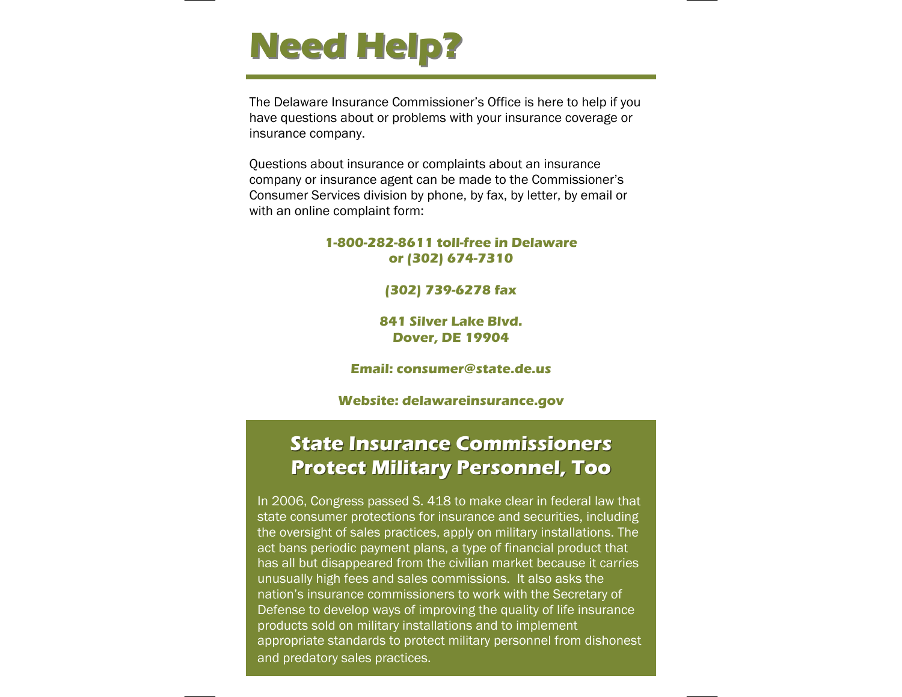# Need Help?

The Delaware Insurance Commissioner's Office is here to help if you have questions about or problems with your insurance coverage or insurance company.

Questions about insurance or complaints about an insurance company or insurance agent can be made to the Commissioner's Consumer Services division by phone, by fax, by letter, by email or with an online complaint form:

**1-800-282-8611 toll-free in Delaware**
**or (302) 674-7310**

**(302) 739-6278 fax**

**841 Silver Lake Blvd.**
**Dover, DE 19904**

**Email: consumer@state.de.us**

**Website: delawareinsurance.gov**

## State Insurance Commissioners Protect Military Personnel, Too

In 2006, Congress passed S. 418 to make clear in federal law that state consumer protections for insurance and securities, including the oversight of sales practices, apply on military installations. The act bans periodic payment plans, a type of financial product that has all but disappeared from the civilian market because it carries unusually high fees and sales commissions. It also asks the nation's insurance commissioners to work with the Secretary of Defense to develop ways of improving the quality of life insurance products sold on military installations and to implement appropriate standards to protect military personnel from dishonest and predatory sales practices.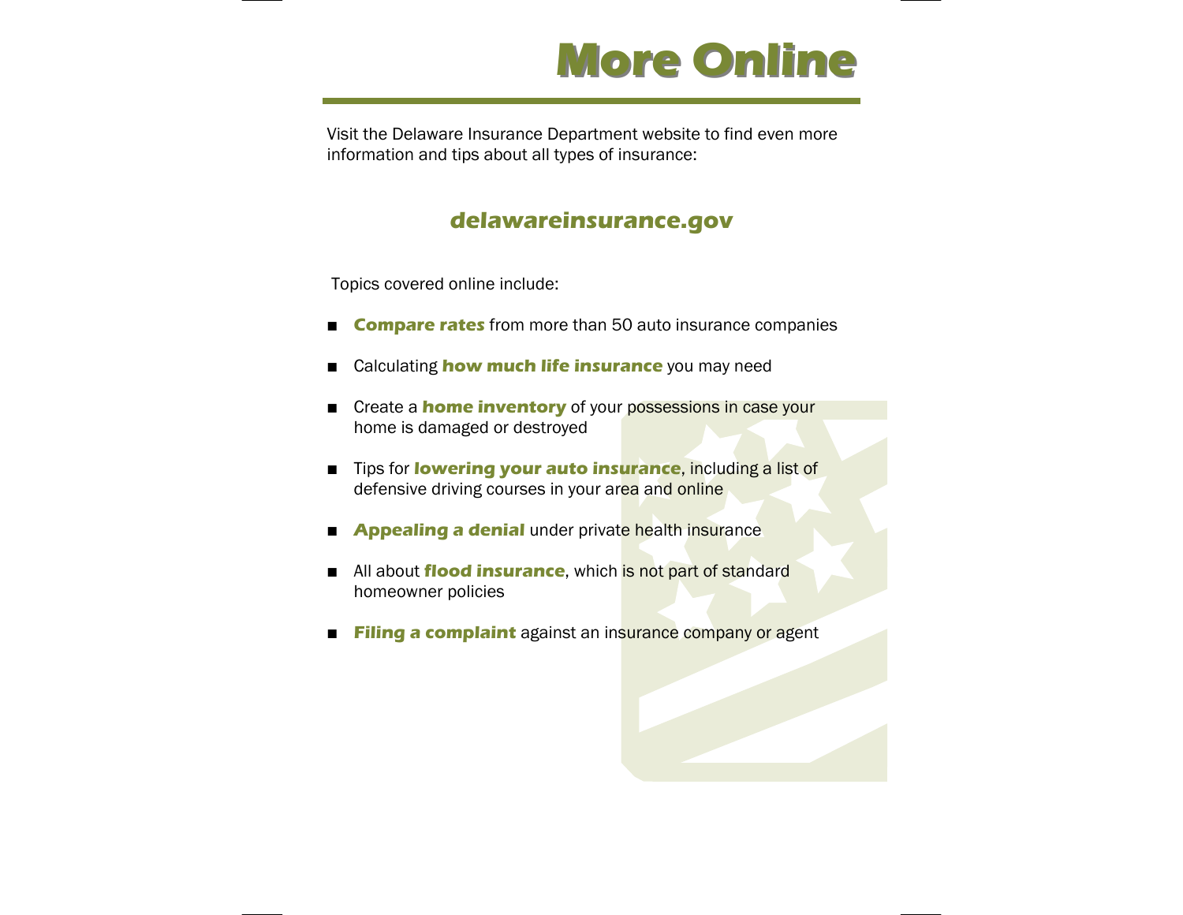# More Online

Visit the Delaware Insurance Department website to find even more information and tips about all types of insurance:

**delawareinsurance.gov**

Topics covered online include:

- ***Compare rates*** from more than 50 auto insurance companies
- Calculating ***how much life insurance*** you may need
- Create a ***home inventory*** of your possessions in case your home is damaged or destroyed
- Tips for ***lowering your auto insurance***, including a list of defensive driving courses in your area and online
- ***Appealing a denial*** under private health insurance
- All about ***flood insurance***, which is not part of standard homeowner policies
- ***Filing a complaint*** against an insurance company or agent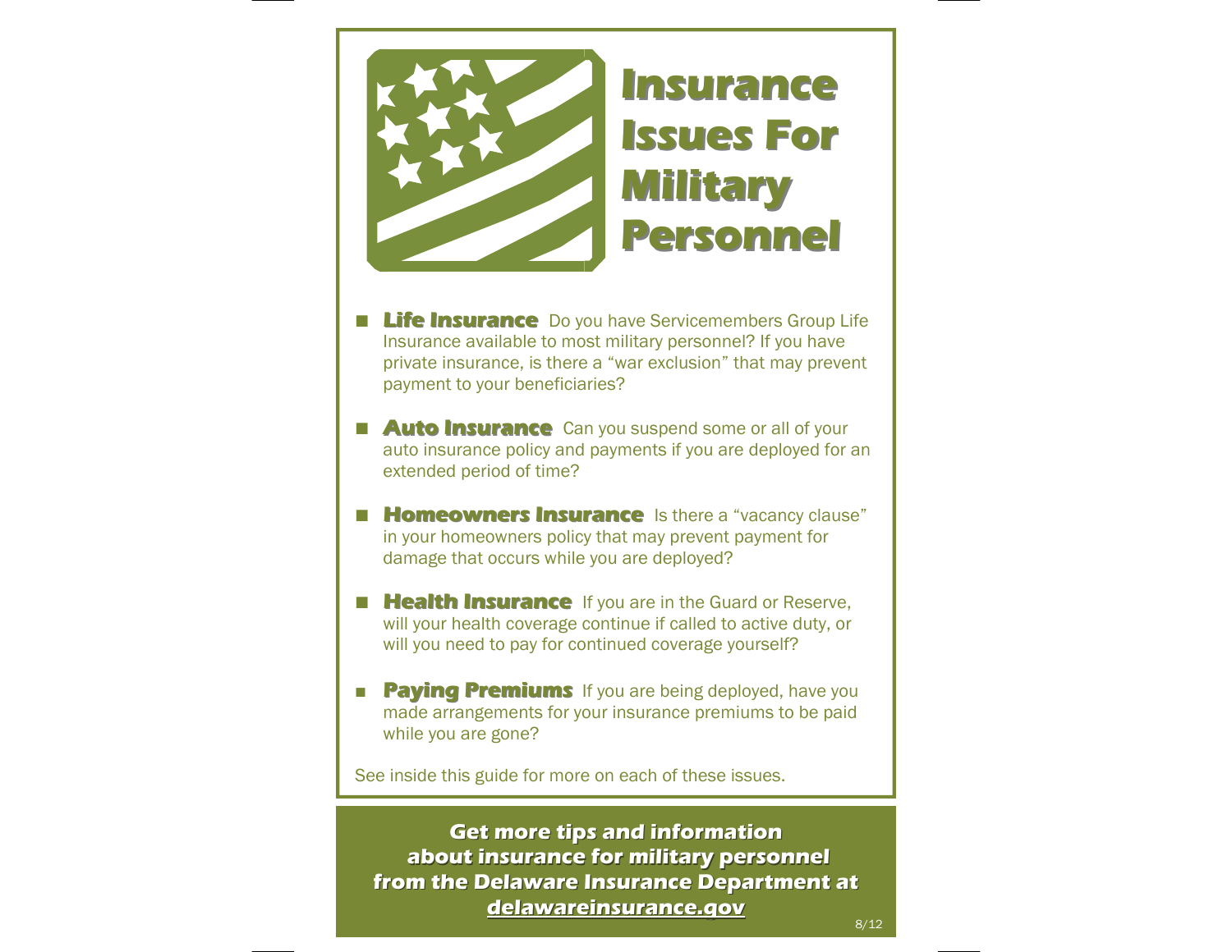# Insurance Issues For Military Personnel

- **Life Insurance** Do you have Servicemembers Group Life Insurance available to most military personnel? If you have private insurance, is there a “war exclusion” that may prevent payment to your beneficiaries?

- **Auto Insurance** Can you suspend some or all of your auto insurance policy and payments if you are deployed for an extended period of time?

- **Homeowners Insurance** Is there a “vacancy clause” in your homeowners policy that may prevent payment for damage that occurs while you are deployed?

- **Health Insurance** If you are in the Guard or Reserve, will your health coverage continue if called to active duty, or will you need to pay for continued coverage yourself?

- **Paying Premiums** If you are being deployed, have you made arrangements for your insurance premiums to be paid while you are gone?

See inside this guide for more on each of these issues.

**Get more tips and information about insurance for military personnel from the Delaware Insurance Department at delawareinsurance.gov**

8/12